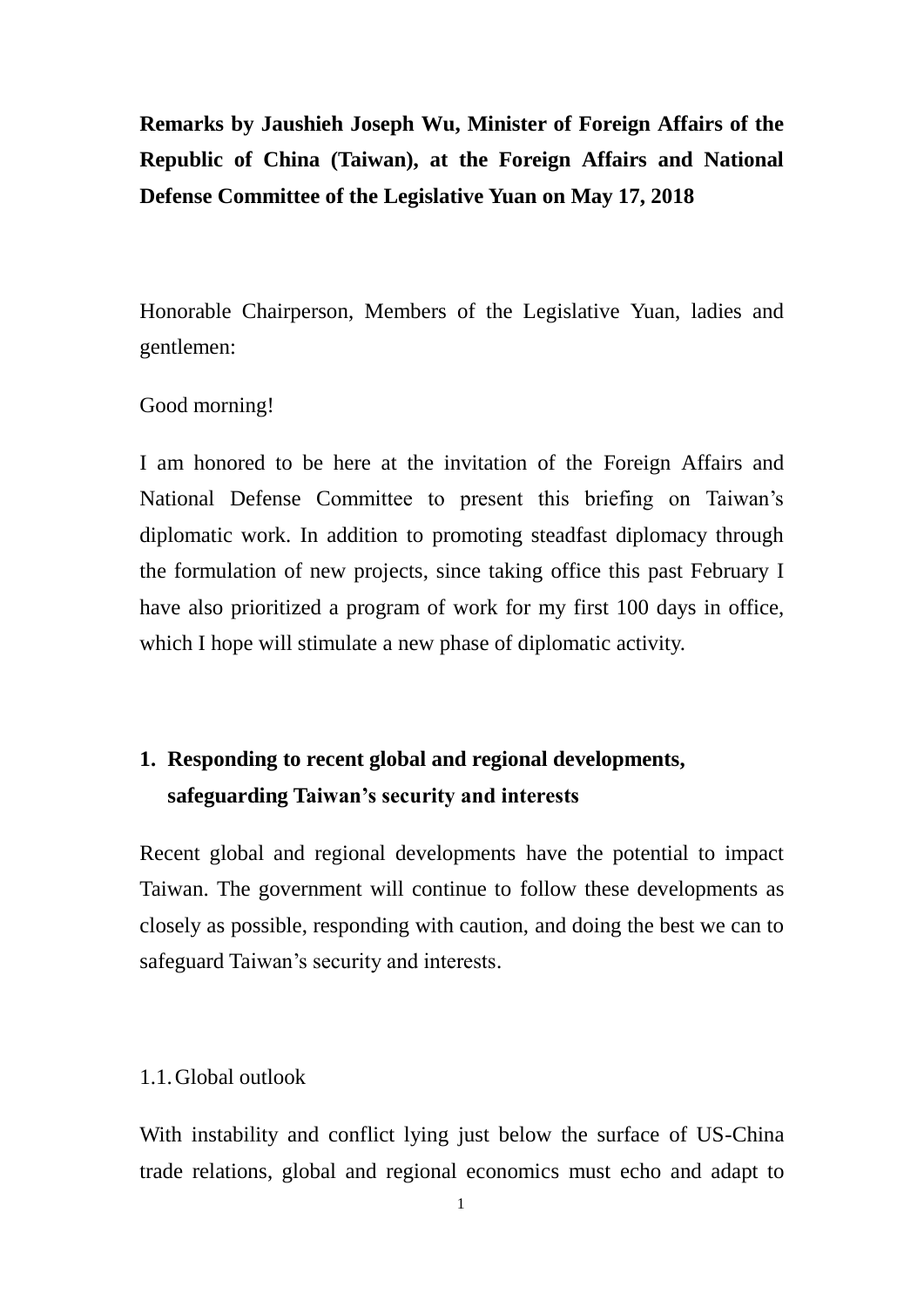**Remarks by Jaushieh Joseph Wu, Minister of Foreign Affairs of the Republic of China (Taiwan), at the Foreign Affairs and National Defense Committee of the Legislative Yuan on May 17, 2018**

Honorable Chairperson, Members of the Legislative Yuan, ladies and gentlemen:

Good morning!

I am honored to be here at the invitation of the Foreign Affairs and National Defense Committee to present this briefing on Taiwan's diplomatic work. In addition to promoting steadfast diplomacy through the formulation of new projects, since taking office this past February I have also prioritized a program of work for my first 100 days in office, which I hope will stimulate a new phase of diplomatic activity.

## 1. Responding to recent global and regional developments, safeguarding Taiwan's security and interests

Recent global and regional developments have the potential to impact Taiwan. The government will continue to follow these developments as closely as possible, responding with caution, and doing the best we can to safeguard Taiwan's security and interests.

### 1.1. Global outlook

With instability and conflict lying just below the surface of US-China trade relations, global and regional economics must echo and adapt to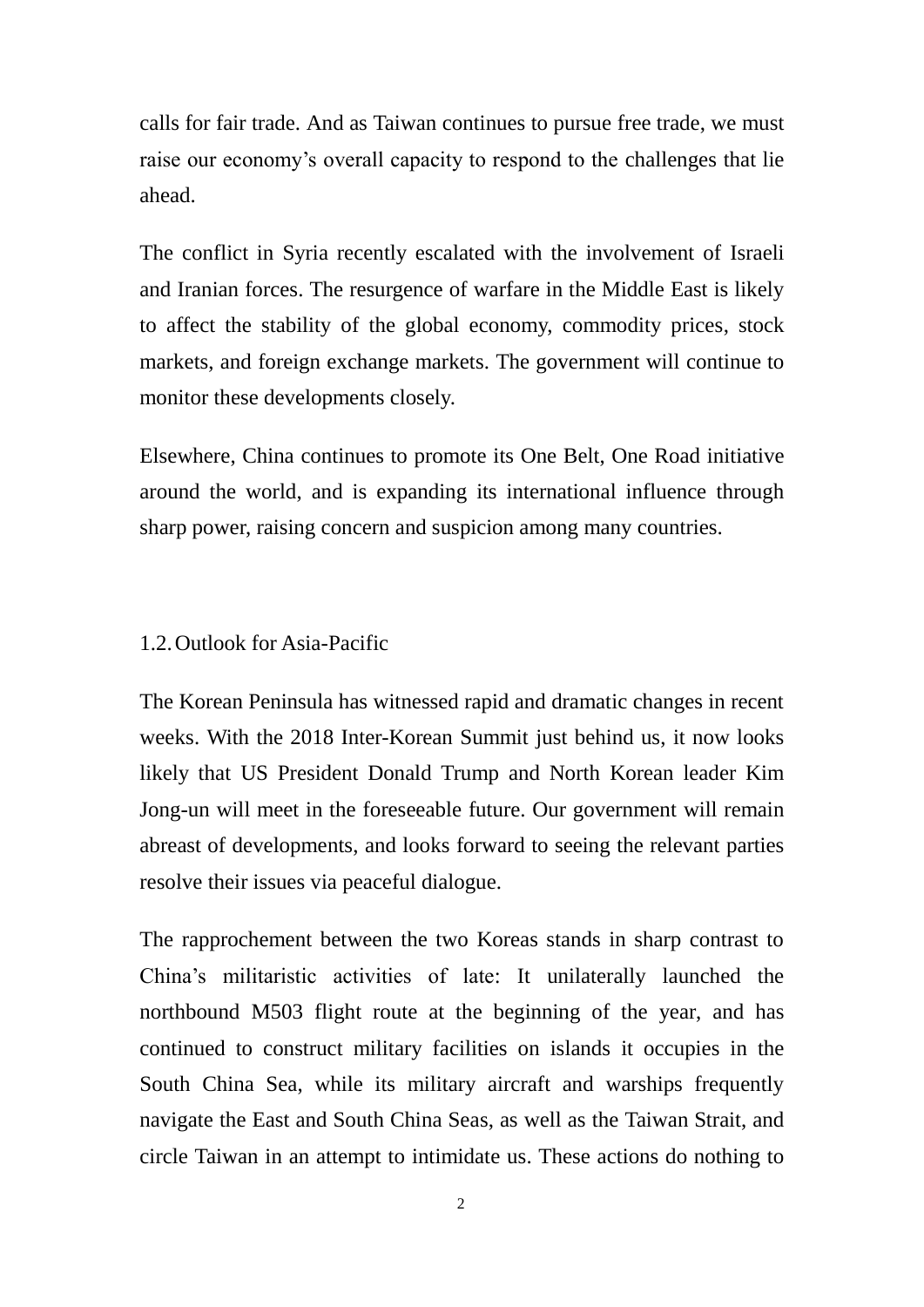calls for fair trade. And as Taiwan continues to pursue free trade, we must raise our economy's overall capacity to respond to the challenges that lie ahead.

The conflict in Syria recently escalated with the involvement of Israeli and Iranian forces. The resurgence of warfare in the Middle East is likely to affect the stability of the global economy, commodity prices, stock markets, and foreign exchange markets. The government will continue to monitor these developments closely.

Elsewhere, China continues to promote its One Belt, One Road initiative around the world, and is expanding its international influence through sharp power, raising concern and suspicion among many countries.

## 1.2. Outlook for Asia-Pacific

The Korean Peninsula has witnessed rapid and dramatic changes in recent weeks. With the 2018 Inter-Korean Summit just behind us, it now looks likely that US President Donald Trump and North Korean leader Kim Jong-un will meet in the foreseeable future. Our government will remain abreast of developments, and looks forward to seeing the relevant parties resolve their issues via peaceful dialogue.

The rapprochement between the two Koreas stands in sharp contrast to China's militaristic activities of late: It unilaterally launched the northbound M503 flight route at the beginning of the year, and has continued to construct military facilities on islands it occupies in the South China Sea, while its military aircraft and warships frequently navigate the East and South China Seas, as well as the Taiwan Strait, and circle Taiwan in an attempt to intimidate us. These actions do nothing to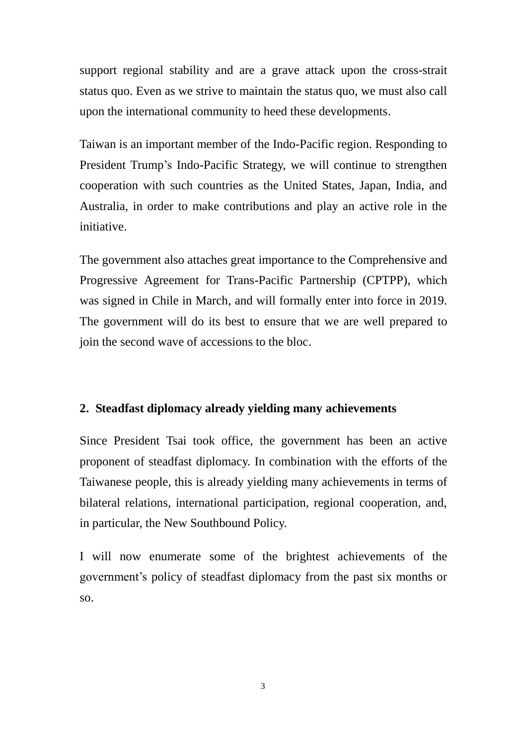support regional stability and are a grave attack upon the cross-strait status quo. Even as we strive to maintain the status quo, we must also call upon the international community to heed these developments.

Taiwan is an important member of the Indo-Pacific region. Responding to President Trump's Indo-Pacific Strategy, we will continue to strengthen cooperation with such countries as the United States, Japan, India, and Australia, in order to make contributions and play an active role in the initiative.

The government also attaches great importance to the Comprehensive and Progressive Agreement for Trans-Pacific Partnership (CPTPP), which was signed in Chile in March, and will formally enter into force in 2019. The government will do its best to ensure that we are well prepared to join the second wave of accessions to the bloc.

## 2. Steadfast diplomacy already yielding many achievements

Since President Tsai took office, the government has been an active proponent of steadfast diplomacy. In combination with the efforts of the Taiwanese people, this is already yielding many achievements in terms of bilateral relations, international participation, regional cooperation, and, in particular, the New Southbound Policy.

I will now enumerate some of the brightest achievements of the government's policy of steadfast diplomacy from the past six months or so.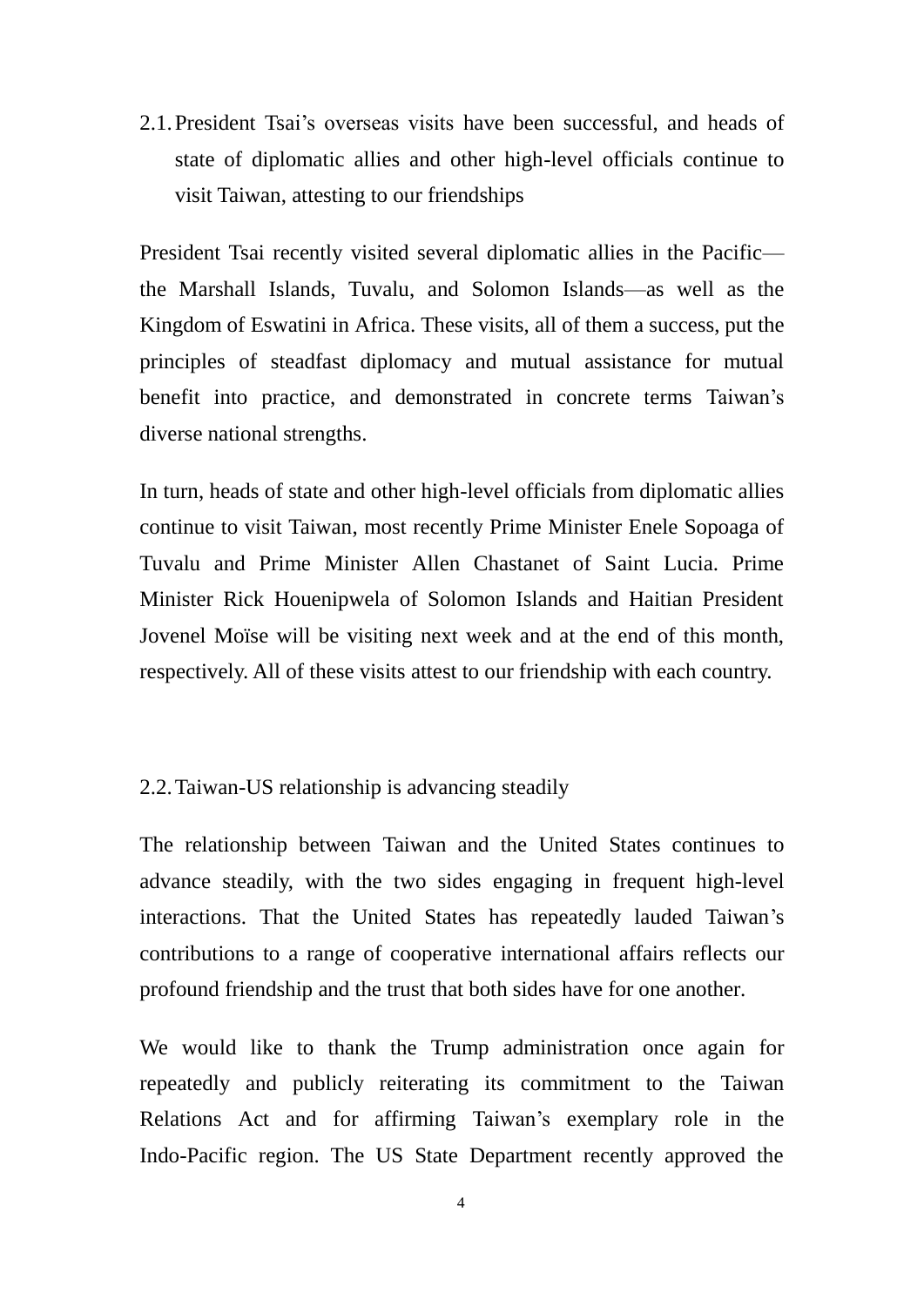### 2.1. President Tsai's overseas visits have been successful, and heads of state of diplomatic allies and other high-level officials continue to visit Taiwan, attesting to our friendships

President Tsai recently visited several diplomatic allies in the Pacific—the Marshall Islands, Tuvalu, and Solomon Islands—as well as the Kingdom of Eswatini in Africa. These visits, all of them a success, put the principles of steadfast diplomacy and mutual assistance for mutual benefit into practice, and demonstrated in concrete terms Taiwan's diverse national strengths.

In turn, heads of state and other high-level officials from diplomatic allies continue to visit Taiwan, most recently Prime Minister Enele Sopoaga of Tuvalu and Prime Minister Allen Chastanet of Saint Lucia. Prime Minister Rick Houenipwela of Solomon Islands and Haitian President Jovenel Moïse will be visiting next week and at the end of this month, respectively. All of these visits attest to our friendship with each country.

### 2.2. Taiwan-US relationship is advancing steadily

The relationship between Taiwan and the United States continues to advance steadily, with the two sides engaging in frequent high-level interactions. That the United States has repeatedly lauded Taiwan's contributions to a range of cooperative international affairs reflects our profound friendship and the trust that both sides have for one another.

We would like to thank the Trump administration once again for repeatedly and publicly reiterating its commitment to the Taiwan Relations Act and for affirming Taiwan's exemplary role in the Indo-Pacific region. The US State Department recently approved the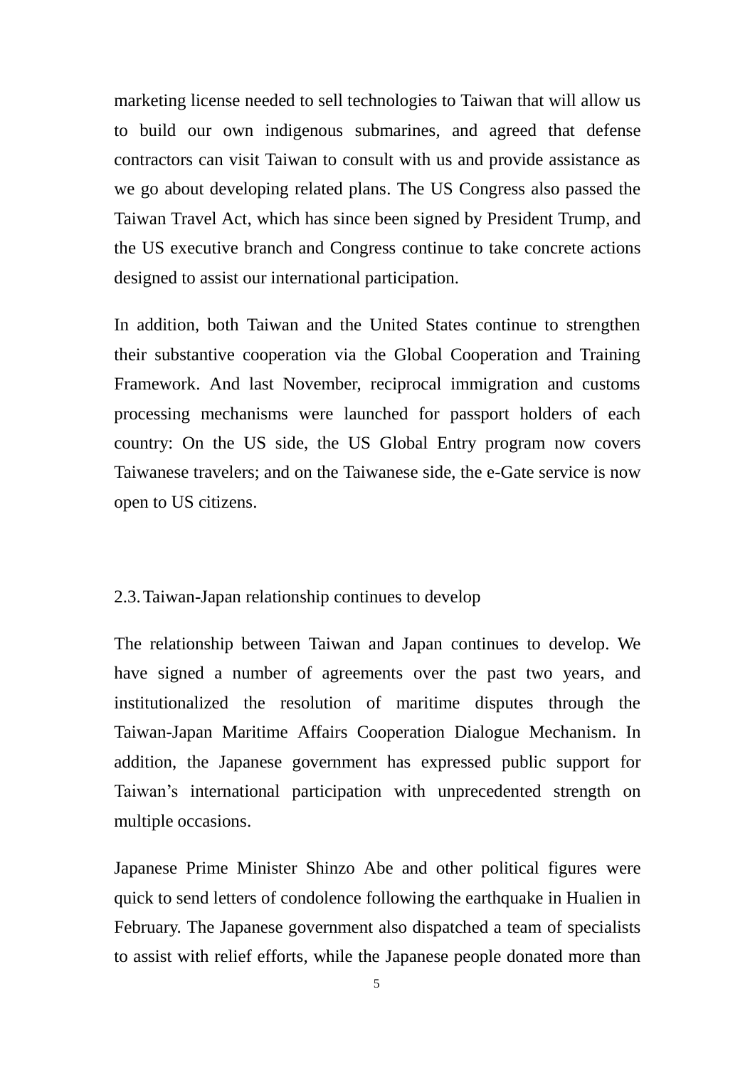marketing license needed to sell technologies to Taiwan that will allow us to build our own indigenous submarines, and agreed that defense contractors can visit Taiwan to consult with us and provide assistance as we go about developing related plans. The US Congress also passed the Taiwan Travel Act, which has since been signed by President Trump, and the US executive branch and Congress continue to take concrete actions designed to assist our international participation.

In addition, both Taiwan and the United States continue to strengthen their substantive cooperation via the Global Cooperation and Training Framework. And last November, reciprocal immigration and customs processing mechanisms were launched for passport holders of each country: On the US side, the US Global Entry program now covers Taiwanese travelers; and on the Taiwanese side, the e-Gate service is now open to US citizens.

### 2.3. Taiwan-Japan relationship continues to develop

The relationship between Taiwan and Japan continues to develop. We have signed a number of agreements over the past two years, and institutionalized the resolution of maritime disputes through the Taiwan-Japan Maritime Affairs Cooperation Dialogue Mechanism. In addition, the Japanese government has expressed public support for Taiwan's international participation with unprecedented strength on multiple occasions.

Japanese Prime Minister Shinzo Abe and other political figures were quick to send letters of condolence following the earthquake in Hualien in February. The Japanese government also dispatched a team of specialists to assist with relief efforts, while the Japanese people donated more than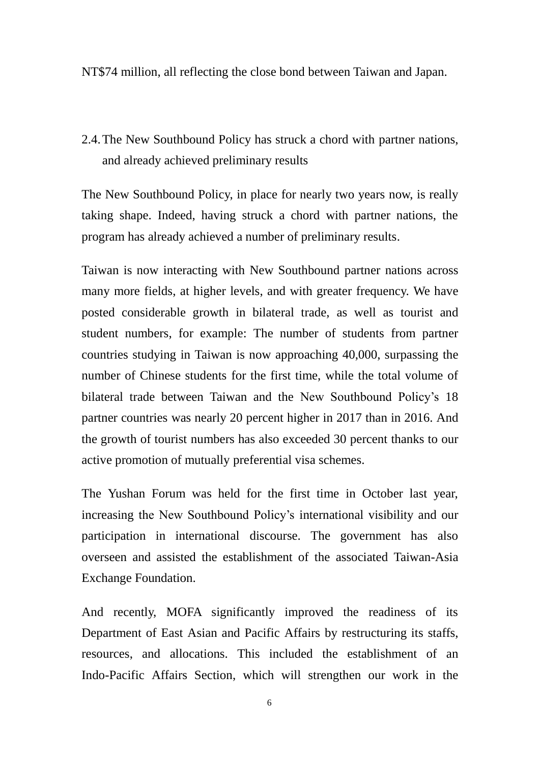NT$74 million, all reflecting the close bond between Taiwan and Japan.

2.4. The New Southbound Policy has struck a chord with partner nations, and already achieved preliminary results

The New Southbound Policy, in place for nearly two years now, is really taking shape. Indeed, having struck a chord with partner nations, the program has already achieved a number of preliminary results.

Taiwan is now interacting with New Southbound partner nations across many more fields, at higher levels, and with greater frequency. We have posted considerable growth in bilateral trade, as well as tourist and student numbers, for example: The number of students from partner countries studying in Taiwan is now approaching 40,000, surpassing the number of Chinese students for the first time, while the total volume of bilateral trade between Taiwan and the New Southbound Policy's 18 partner countries was nearly 20 percent higher in 2017 than in 2016. And the growth of tourist numbers has also exceeded 30 percent thanks to our active promotion of mutually preferential visa schemes.

The Yushan Forum was held for the first time in October last year, increasing the New Southbound Policy's international visibility and our participation in international discourse. The government has also overseen and assisted the establishment of the associated Taiwan-Asia Exchange Foundation.

And recently, MOFA significantly improved the readiness of its Department of East Asian and Pacific Affairs by restructuring its staffs, resources, and allocations. This included the establishment of an Indo-Pacific Affairs Section, which will strengthen our work in the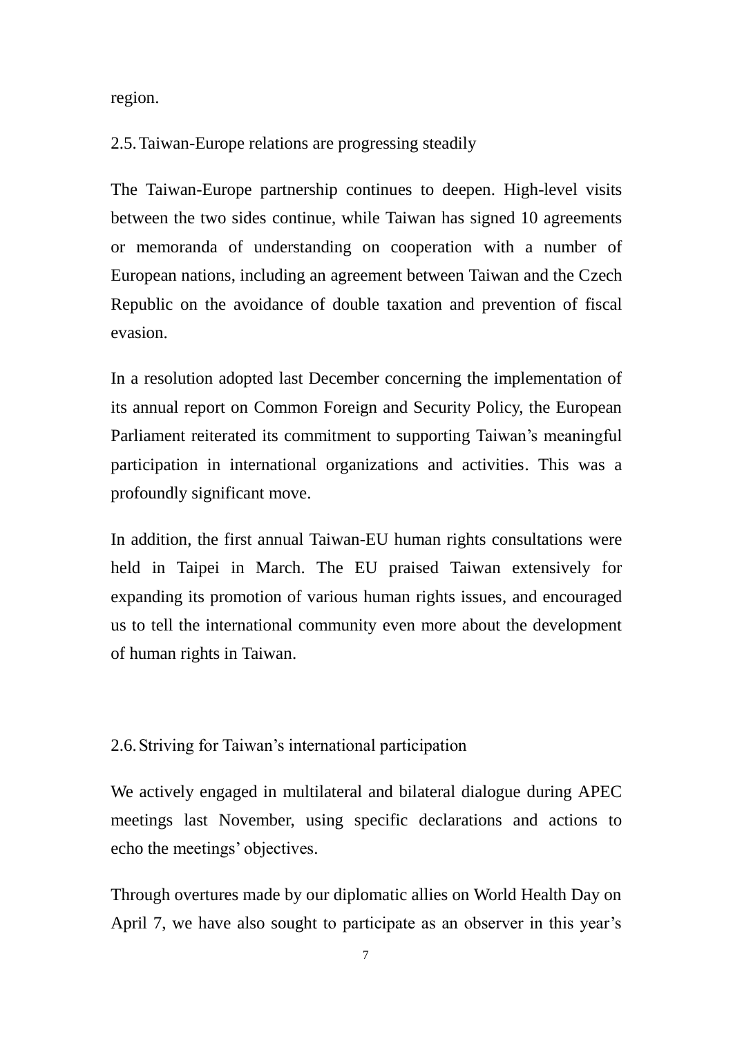region.

## 2.5. Taiwan-Europe relations are progressing steadily

The Taiwan-Europe partnership continues to deepen. High-level visits between the two sides continue, while Taiwan has signed 10 agreements or memoranda of understanding on cooperation with a number of European nations, including an agreement between Taiwan and the Czech Republic on the avoidance of double taxation and prevention of fiscal evasion.

In a resolution adopted last December concerning the implementation of its annual report on Common Foreign and Security Policy, the European Parliament reiterated its commitment to supporting Taiwan's meaningful participation in international organizations and activities. This was a profoundly significant move.

In addition, the first annual Taiwan-EU human rights consultations were held in Taipei in March. The EU praised Taiwan extensively for expanding its promotion of various human rights issues, and encouraged us to tell the international community even more about the development of human rights in Taiwan.

## 2.6. Striving for Taiwan's international participation

We actively engaged in multilateral and bilateral dialogue during APEC meetings last November, using specific declarations and actions to echo the meetings' objectives.

Through overtures made by our diplomatic allies on World Health Day on April 7, we have also sought to participate as an observer in this year's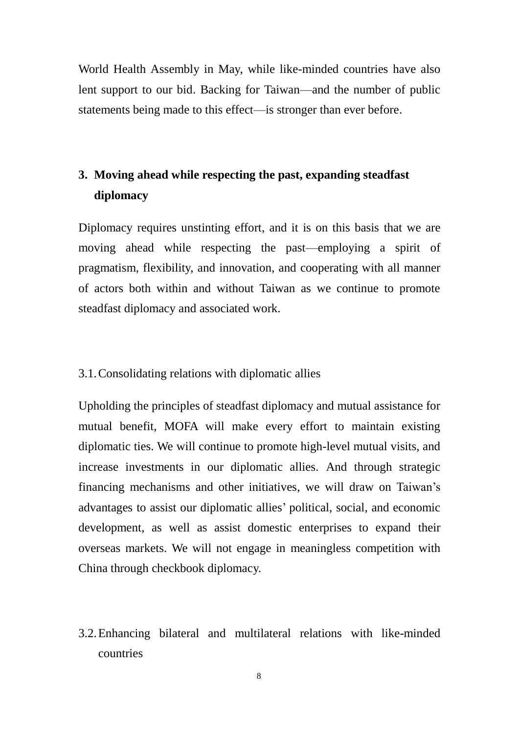World Health Assembly in May, while like-minded countries have also lent support to our bid. Backing for Taiwan—and the number of public statements being made to this effect—is stronger than ever before.

## 3. Moving ahead while respecting the past, expanding steadfast diplomacy

Diplomacy requires unstinting effort, and it is on this basis that we are moving ahead while respecting the past—employing a spirit of pragmatism, flexibility, and innovation, and cooperating with all manner of actors both within and without Taiwan as we continue to promote steadfast diplomacy and associated work.

### 3.1. Consolidating relations with diplomatic allies

Upholding the principles of steadfast diplomacy and mutual assistance for mutual benefit, MOFA will make every effort to maintain existing diplomatic ties. We will continue to promote high-level mutual visits, and increase investments in our diplomatic allies. And through strategic financing mechanisms and other initiatives, we will draw on Taiwan's advantages to assist our diplomatic allies' political, social, and economic development, as well as assist domestic enterprises to expand their overseas markets. We will not engage in meaningless competition with China through checkbook diplomacy.

### 3.2. Enhancing bilateral and multilateral relations with like-minded countries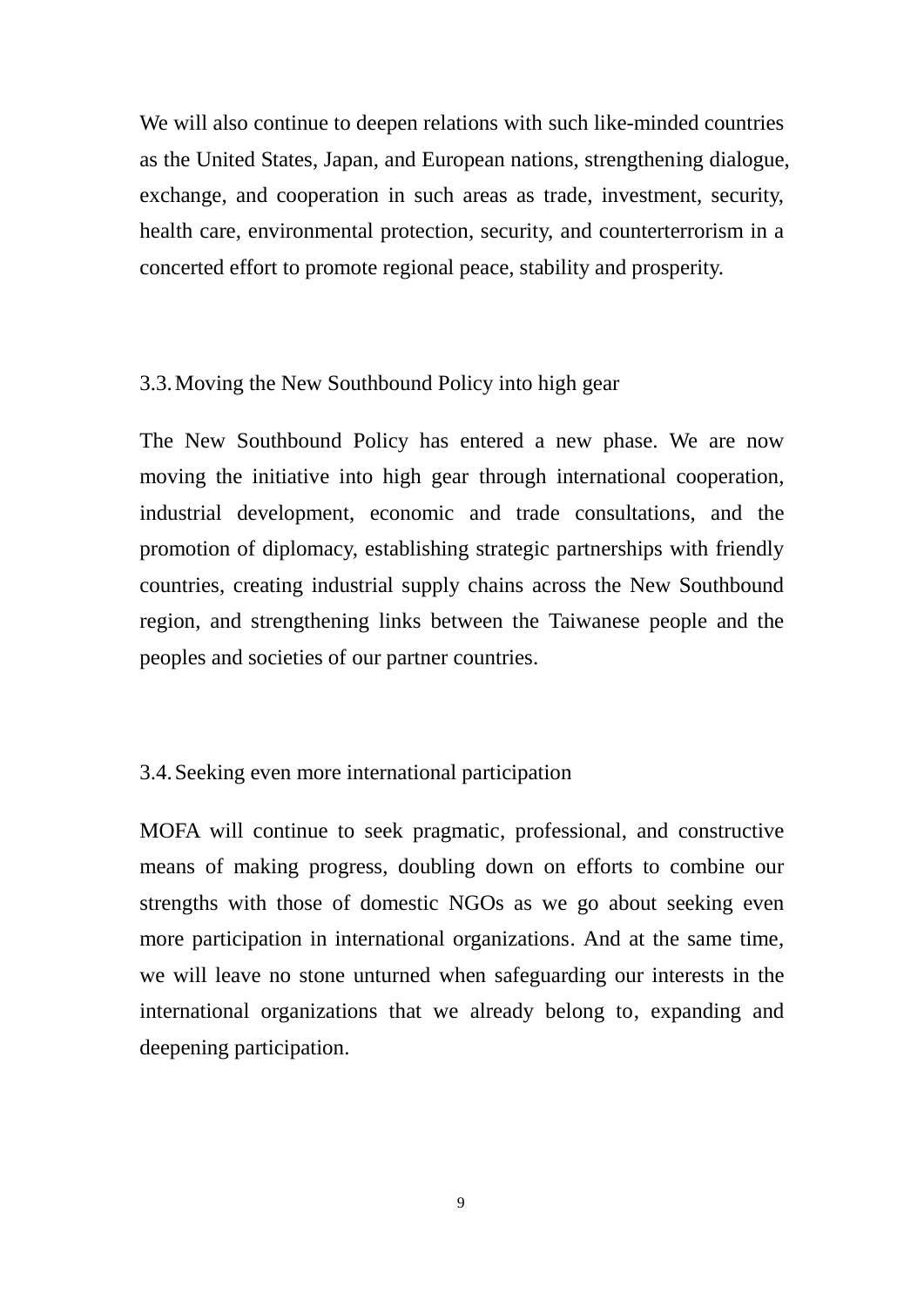We will also continue to deepen relations with such like-minded countries as the United States, Japan, and European nations, strengthening dialogue, exchange, and cooperation in such areas as trade, investment, security, health care, environmental protection, security, and counterterrorism in a concerted effort to promote regional peace, stability and prosperity.

### 3.3. Moving the New Southbound Policy into high gear

The New Southbound Policy has entered a new phase. We are now moving the initiative into high gear through international cooperation, industrial development, economic and trade consultations, and the promotion of diplomacy, establishing strategic partnerships with friendly countries, creating industrial supply chains across the New Southbound region, and strengthening links between the Taiwanese people and the peoples and societies of our partner countries.

### 3.4. Seeking even more international participation

MOFA will continue to seek pragmatic, professional, and constructive means of making progress, doubling down on efforts to combine our strengths with those of domestic NGOs as we go about seeking even more participation in international organizations. And at the same time, we will leave no stone unturned when safeguarding our interests in the international organizations that we already belong to, expanding and deepening participation.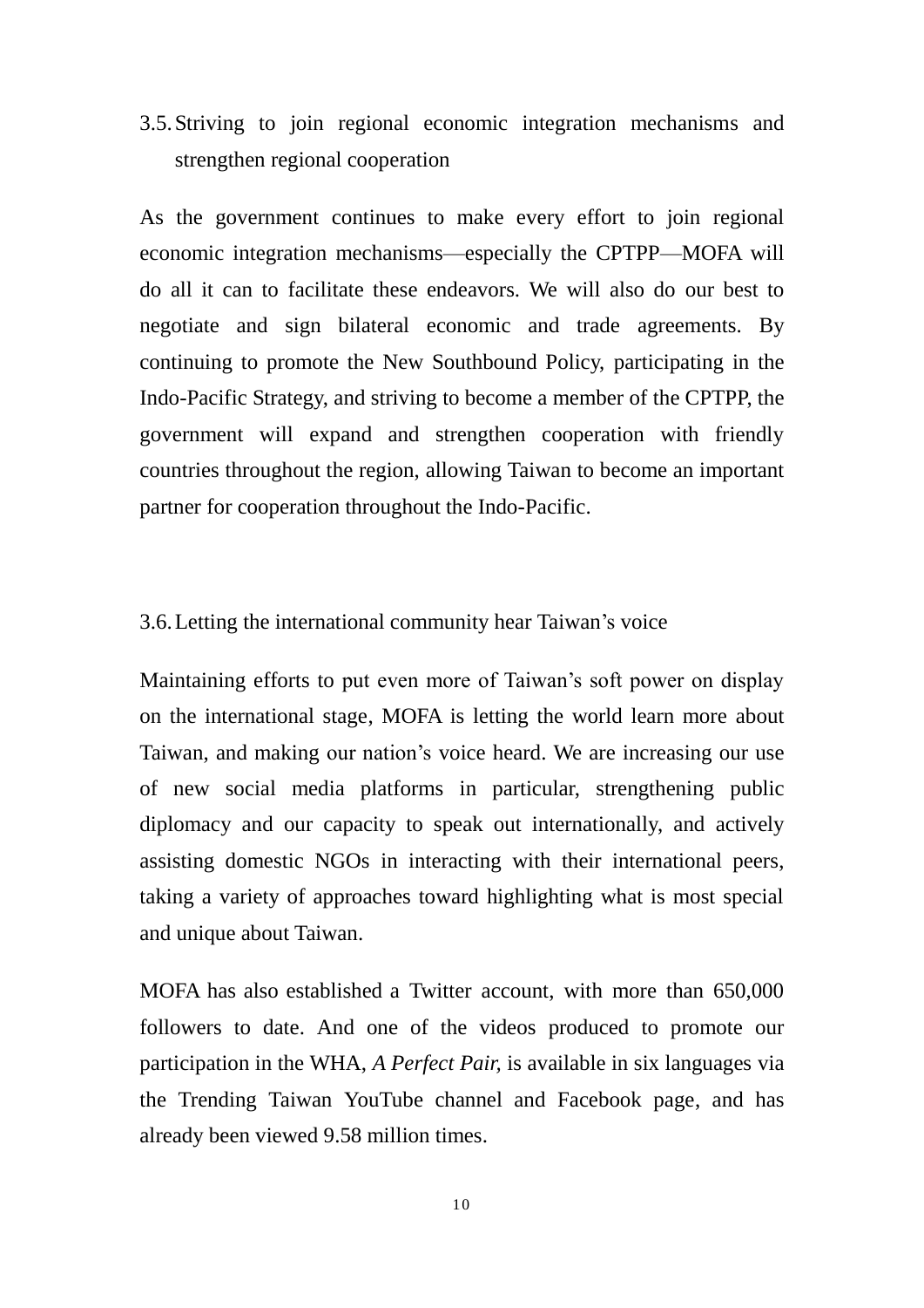### 3.5. Striving to join regional economic integration mechanisms and strengthen regional cooperation

As the government continues to make every effort to join regional economic integration mechanisms—especially the CPTPP—MOFA will do all it can to facilitate these endeavors. We will also do our best to negotiate and sign bilateral economic and trade agreements. By continuing to promote the New Southbound Policy, participating in the Indo-Pacific Strategy, and striving to become a member of the CPTPP, the government will expand and strengthen cooperation with friendly countries throughout the region, allowing Taiwan to become an important partner for cooperation throughout the Indo-Pacific.

### 3.6. Letting the international community hear Taiwan's voice

Maintaining efforts to put even more of Taiwan's soft power on display on the international stage, MOFA is letting the world learn more about Taiwan, and making our nation's voice heard. We are increasing our use of new social media platforms in particular, strengthening public diplomacy and our capacity to speak out internationally, and actively assisting domestic NGOs in interacting with their international peers, taking a variety of approaches toward highlighting what is most special and unique about Taiwan.

MOFA has also established a Twitter account, with more than 650,000 followers to date. And one of the videos produced to promote our participation in the WHA, *A Perfect Pair*, is available in six languages via the Trending Taiwan YouTube channel and Facebook page, and has already been viewed 9.58 million times.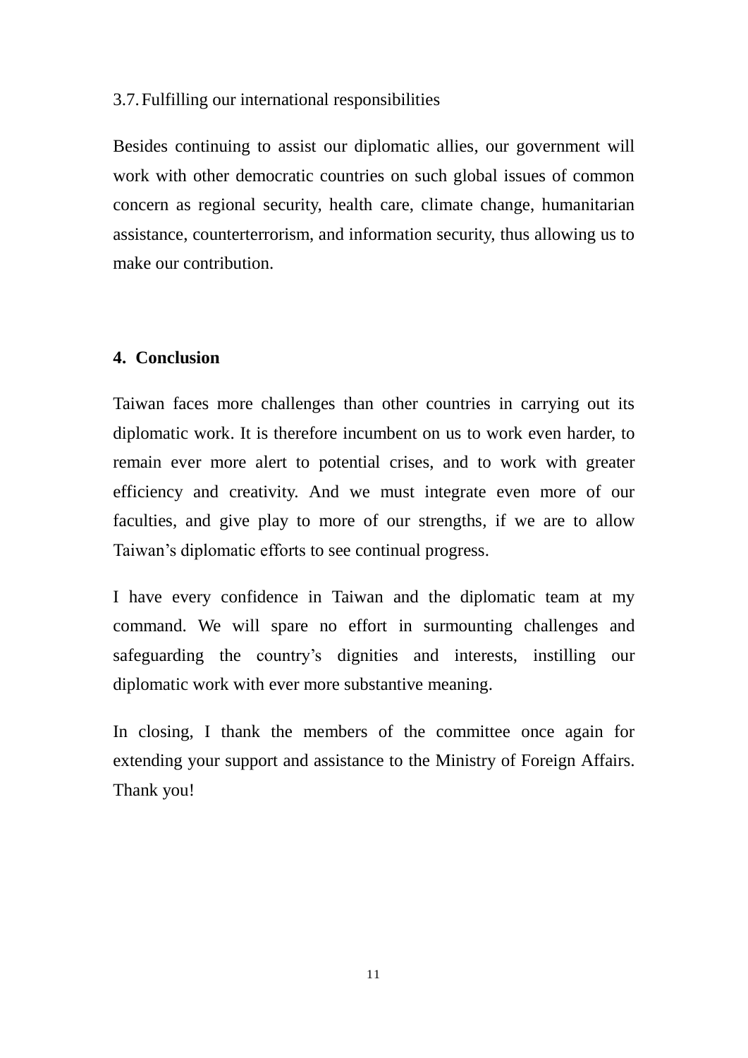### 3.7. Fulfilling our international responsibilities

Besides continuing to assist our diplomatic allies, our government will work with other democratic countries on such global issues of common concern as regional security, health care, climate change, humanitarian assistance, counterterrorism, and information security, thus allowing us to make our contribution.

## 4. Conclusion

Taiwan faces more challenges than other countries in carrying out its diplomatic work. It is therefore incumbent on us to work even harder, to remain ever more alert to potential crises, and to work with greater efficiency and creativity. And we must integrate even more of our faculties, and give play to more of our strengths, if we are to allow Taiwan's diplomatic efforts to see continual progress.

I have every confidence in Taiwan and the diplomatic team at my command. We will spare no effort in surmounting challenges and safeguarding the country's dignities and interests, instilling our diplomatic work with ever more substantive meaning.

In closing, I thank the members of the committee once again for extending your support and assistance to the Ministry of Foreign Affairs. Thank you!